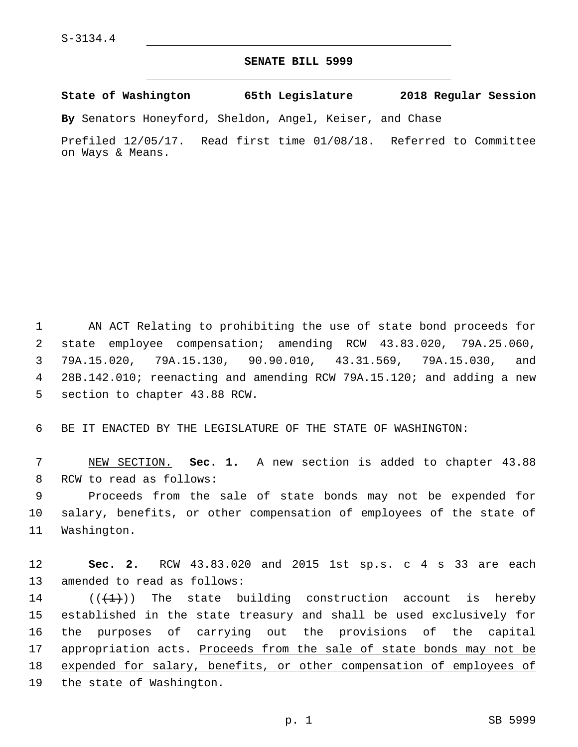S-3134.4

# SENATE BILL 5999

**State of Washington 65th Legislature 2018 Regular Session**

**By** Senators Honeyford, Sheldon, Angel, Keiser, and Chase

Prefiled 12/05/17. Read first time 01/08/18. Referred to Committee on Ways & Means.

AN ACT Relating to prohibiting the use of state bond proceeds for state employee compensation; amending RCW 43.83.020, 79A.25.060, 79A.15.020, 79A.15.130, 90.90.010, 43.31.569, 79A.15.030, and 28B.142.010; reenacting and amending RCW 79A.15.120; and adding a new section to chapter 43.88 RCW.

BE IT ENACTED BY THE LEGISLATURE OF THE STATE OF WASHINGTON:

NEW SECTION. **Sec. 1.** A new section is added to chapter 43.88 RCW to read as follows:

Proceeds from the sale of state bonds may not be expended for salary, benefits, or other compensation of employees of the state of Washington.

**Sec. 2.** RCW 43.83.020 and 2015 1st sp.s. c 4 s 33 are each amended to read as follows:

((~~(1)~~)) The state building construction account is hereby established in the state treasury and shall be used exclusively for the purposes of carrying out the provisions of the capital appropriation acts. Proceeds from the sale of state bonds may not be expended for salary, benefits, or other compensation of employees of the state of Washington.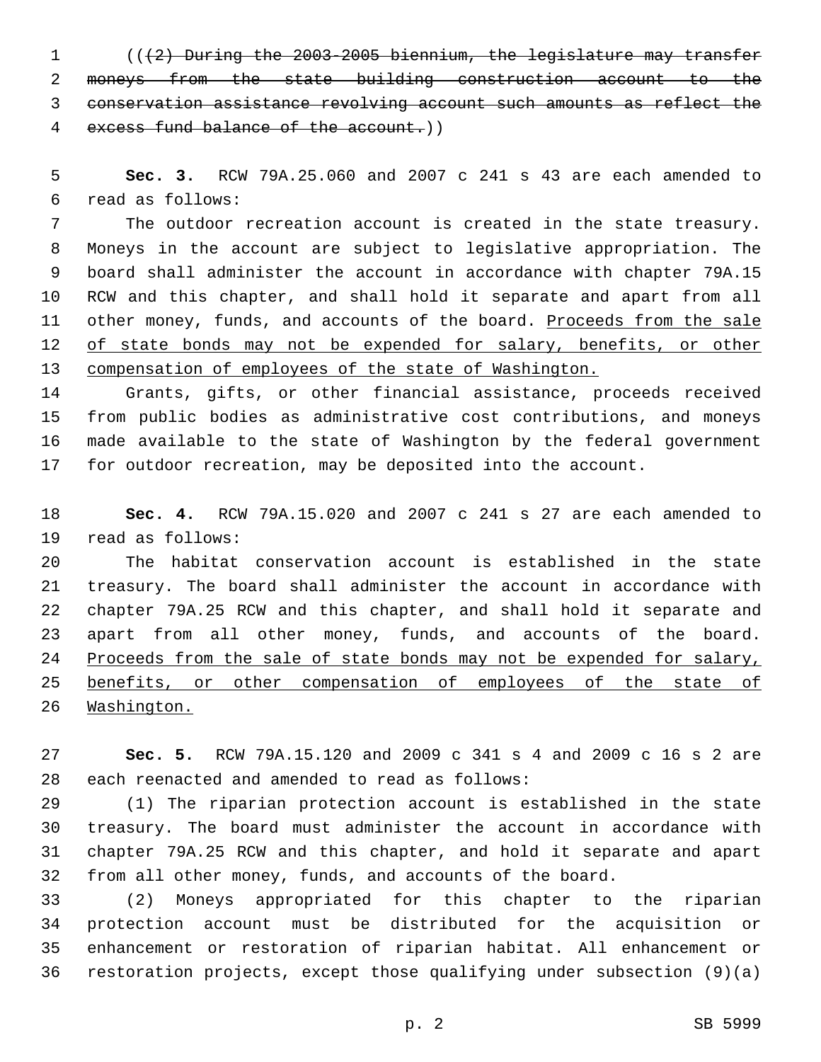((~~(2) During the 2003-2005 biennium, the legislature may transfer moneys from the state building construction account to the conservation assistance revolving account such amounts as reflect the excess fund balance of the account.~~))

**Sec. 3.** RCW 79A.25.060 and 2007 c 241 s 43 are each amended to read as follows:

The outdoor recreation account is created in the state treasury. Moneys in the account are subject to legislative appropriation. The board shall administer the account in accordance with chapter 79A.15 RCW and this chapter, and shall hold it separate and apart from all other money, funds, and accounts of the board. <u>Proceeds from the sale of state bonds may not be expended for salary, benefits, or other compensation of employees of the state of Washington.</u>

Grants, gifts, or other financial assistance, proceeds received from public bodies as administrative cost contributions, and moneys made available to the state of Washington by the federal government for outdoor recreation, may be deposited into the account.

**Sec. 4.** RCW 79A.15.020 and 2007 c 241 s 27 are each amended to read as follows:

The habitat conservation account is established in the state treasury. The board shall administer the account in accordance with chapter 79A.25 RCW and this chapter, and shall hold it separate and apart from all other money, funds, and accounts of the board. <u>Proceeds from the sale of state bonds may not be expended for salary, benefits, or other compensation of employees of the state of Washington.</u>

**Sec. 5.** RCW 79A.15.120 and 2009 c 341 s 4 and 2009 c 16 s 2 are each reenacted and amended to read as follows:

(1) The riparian protection account is established in the state treasury. The board must administer the account in accordance with chapter 79A.25 RCW and this chapter, and hold it separate and apart from all other money, funds, and accounts of the board.

(2) Moneys appropriated for this chapter to the riparian protection account must be distributed for the acquisition or enhancement or restoration of riparian habitat. All enhancement or restoration projects, except those qualifying under subsection (9)(a)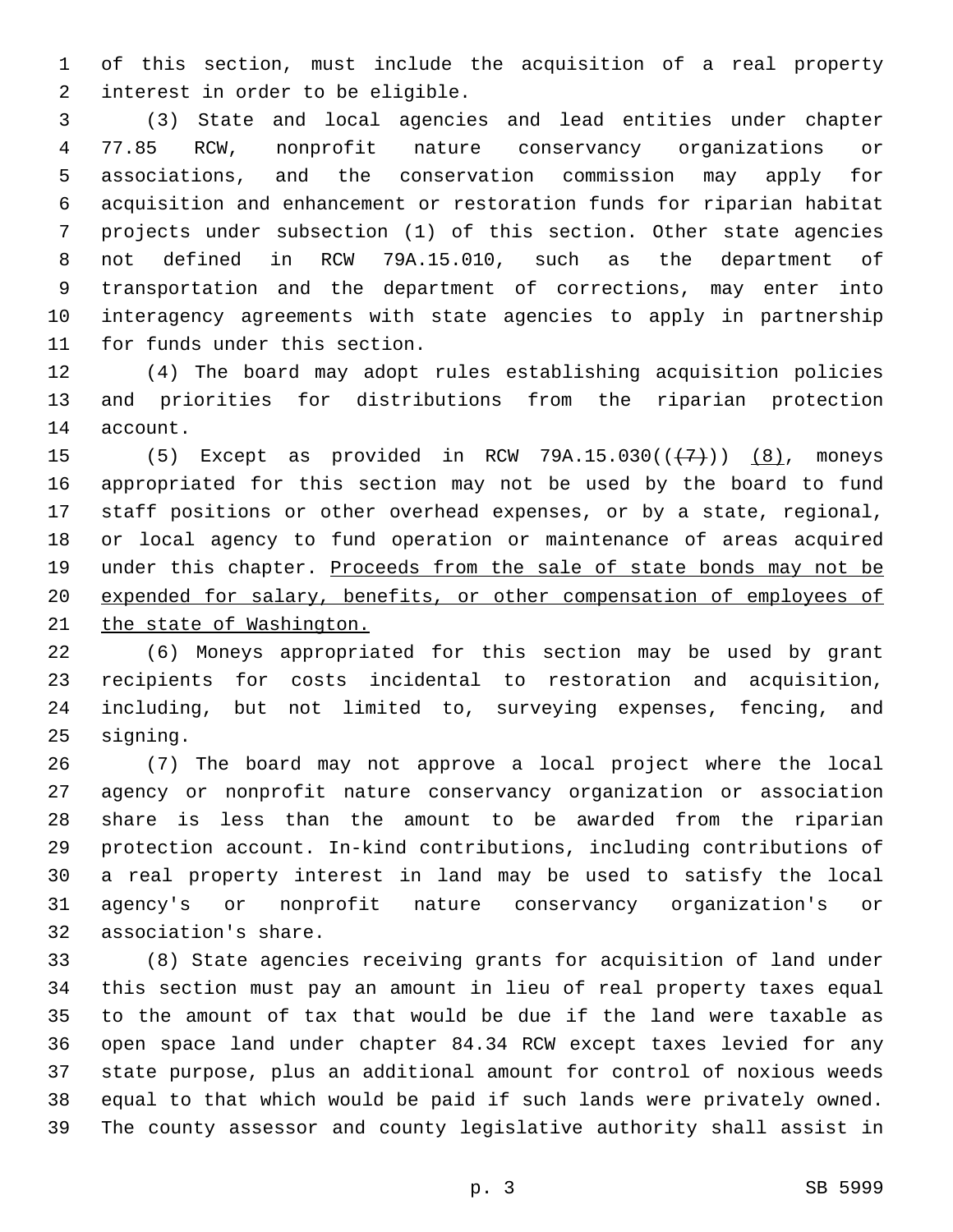of this section, must include the acquisition of a real property interest in order to be eligible.

(3) State and local agencies and lead entities under chapter 77.85 RCW, nonprofit nature conservancy organizations or associations, and the conservation commission may apply for acquisition and enhancement or restoration funds for riparian habitat projects under subsection (1) of this section. Other state agencies not defined in RCW 79A.15.010, such as the department of transportation and the department of corrections, may enter into interagency agreements with state agencies to apply in partnership for funds under this section.

(4) The board may adopt rules establishing acquisition policies and priorities for distributions from the riparian protection account.

(5) Except as provided in RCW 79A.15.030((~~(7)~~)) <u>(8)</u>, moneys appropriated for this section may not be used by the board to fund staff positions or other overhead expenses, or by a state, regional, or local agency to fund operation or maintenance of areas acquired under this chapter. <u>Proceeds from the sale of state bonds may not be expended for salary, benefits, or other compensation of employees of the state of Washington.</u>

(6) Moneys appropriated for this section may be used by grant recipients for costs incidental to restoration and acquisition, including, but not limited to, surveying expenses, fencing, and signing.

(7) The board may not approve a local project where the local agency or nonprofit nature conservancy organization or association share is less than the amount to be awarded from the riparian protection account. In-kind contributions, including contributions of a real property interest in land may be used to satisfy the local agency's or nonprofit nature conservancy organization's or association's share.

(8) State agencies receiving grants for acquisition of land under this section must pay an amount in lieu of real property taxes equal to the amount of tax that would be due if the land were taxable as open space land under chapter 84.34 RCW except taxes levied for any state purpose, plus an additional amount for control of noxious weeds equal to that which would be paid if such lands were privately owned. The county assessor and county legislative authority shall assist in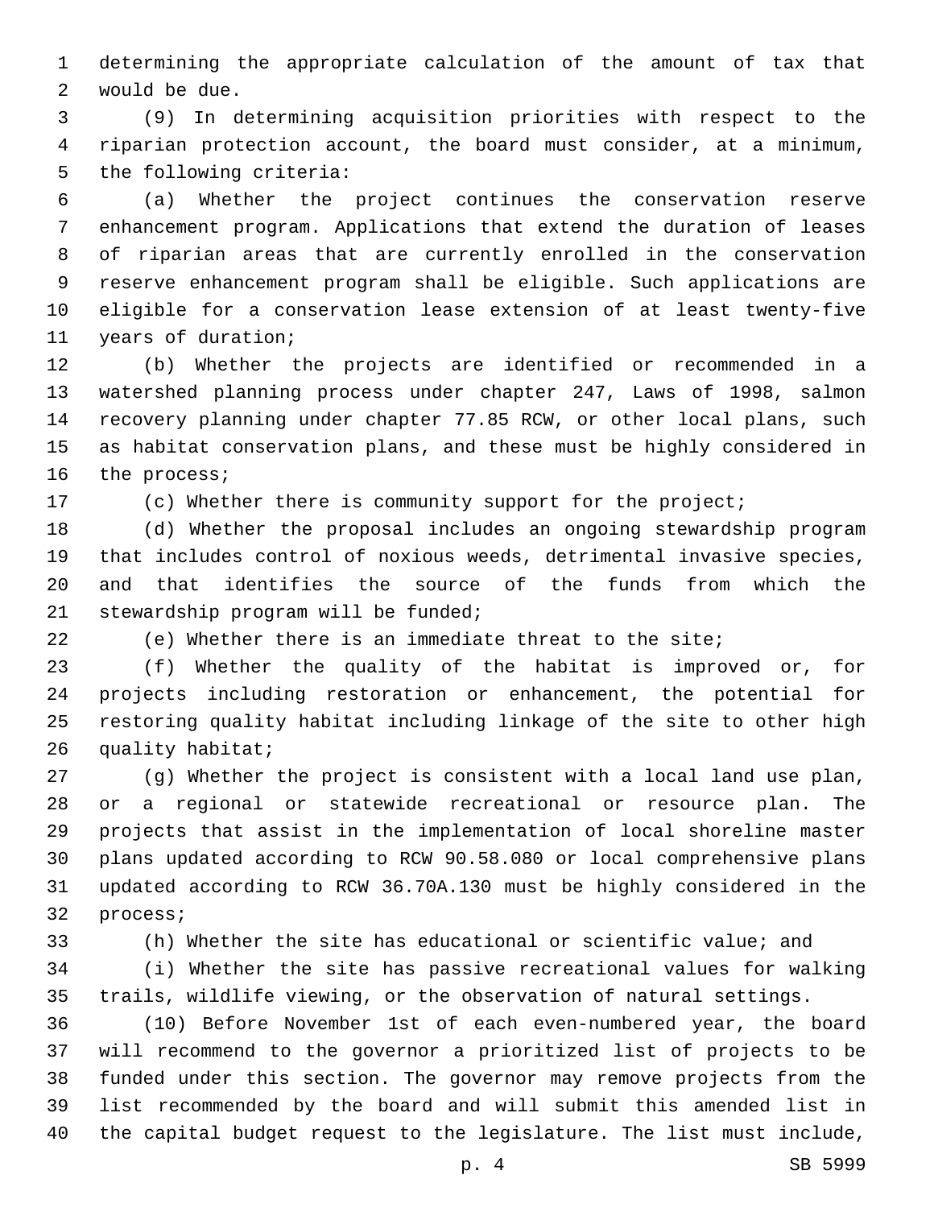determining the appropriate calculation of the amount of tax that would be due.

(9) In determining acquisition priorities with respect to the riparian protection account, the board must consider, at a minimum, the following criteria:

(a) Whether the project continues the conservation reserve enhancement program. Applications that extend the duration of leases of riparian areas that are currently enrolled in the conservation reserve enhancement program shall be eligible. Such applications are eligible for a conservation lease extension of at least twenty-five years of duration;

(b) Whether the projects are identified or recommended in a watershed planning process under chapter 247, Laws of 1998, salmon recovery planning under chapter 77.85 RCW, or other local plans, such as habitat conservation plans, and these must be highly considered in the process;

(c) Whether there is community support for the project;

(d) Whether the proposal includes an ongoing stewardship program that includes control of noxious weeds, detrimental invasive species, and that identifies the source of the funds from which the stewardship program will be funded;

(e) Whether there is an immediate threat to the site;

(f) Whether the quality of the habitat is improved or, for projects including restoration or enhancement, the potential for restoring quality habitat including linkage of the site to other high quality habitat;

(g) Whether the project is consistent with a local land use plan, or a regional or statewide recreational or resource plan. The projects that assist in the implementation of local shoreline master plans updated according to RCW 90.58.080 or local comprehensive plans updated according to RCW 36.70A.130 must be highly considered in the process;

(h) Whether the site has educational or scientific value; and

(i) Whether the site has passive recreational values for walking trails, wildlife viewing, or the observation of natural settings.

(10) Before November 1st of each even-numbered year, the board will recommend to the governor a prioritized list of projects to be funded under this section. The governor may remove projects from the list recommended by the board and will submit this amended list in the capital budget request to the legislature. The list must include,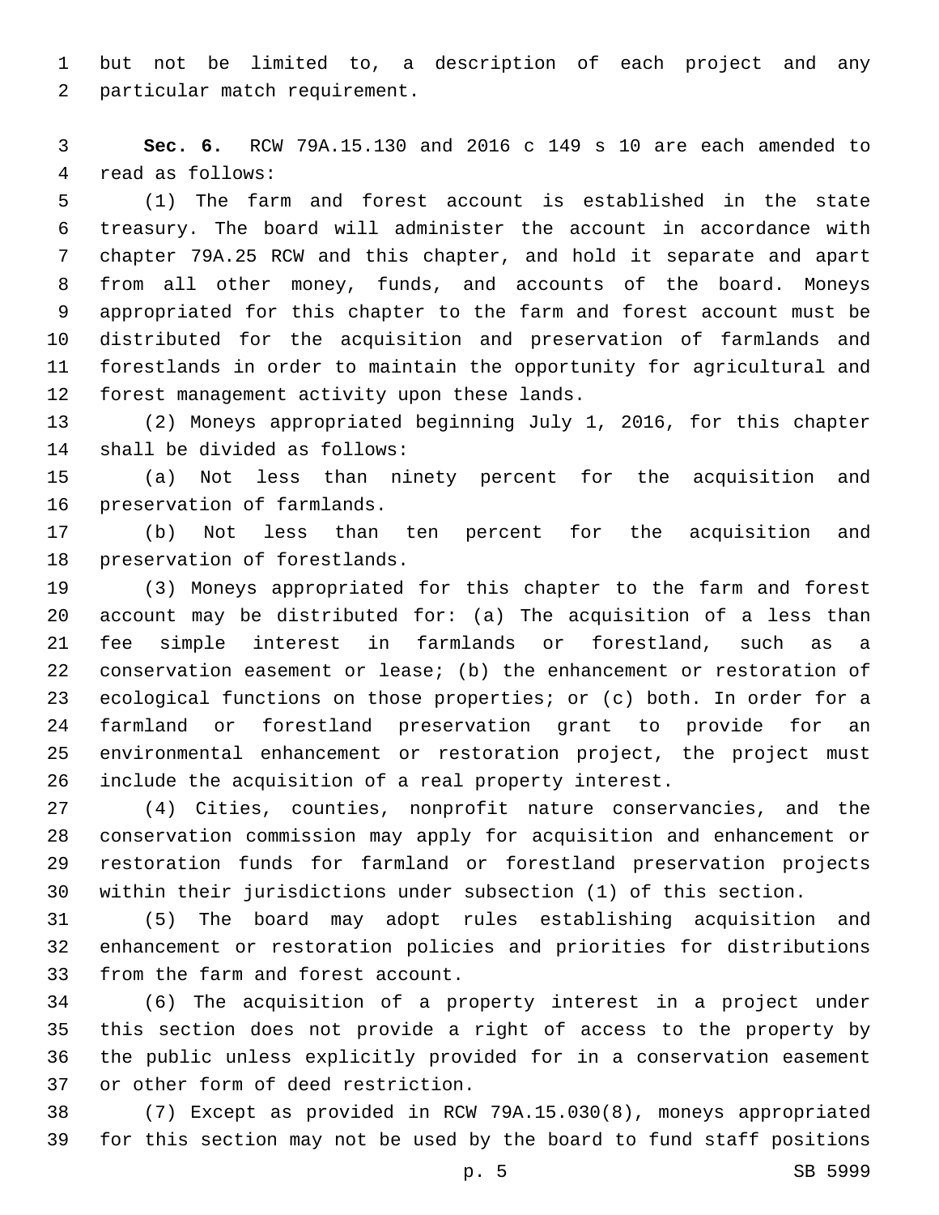but not be limited to, a description of each project and any particular match requirement.

**Sec. 6.** RCW 79A.15.130 and 2016 c 149 s 10 are each amended to read as follows:

(1) The farm and forest account is established in the state treasury. The board will administer the account in accordance with chapter 79A.25 RCW and this chapter, and hold it separate and apart from all other money, funds, and accounts of the board. Moneys appropriated for this chapter to the farm and forest account must be distributed for the acquisition and preservation of farmlands and forestlands in order to maintain the opportunity for agricultural and forest management activity upon these lands.

(2) Moneys appropriated beginning July 1, 2016, for this chapter shall be divided as follows:

(a) Not less than ninety percent for the acquisition and preservation of farmlands.

(b) Not less than ten percent for the acquisition and preservation of forestlands.

(3) Moneys appropriated for this chapter to the farm and forest account may be distributed for: (a) The acquisition of a less than fee simple interest in farmlands or forestland, such as a conservation easement or lease; (b) the enhancement or restoration of ecological functions on those properties; or (c) both. In order for a farmland or forestland preservation grant to provide for an environmental enhancement or restoration project, the project must include the acquisition of a real property interest.

(4) Cities, counties, nonprofit nature conservancies, and the conservation commission may apply for acquisition and enhancement or restoration funds for farmland or forestland preservation projects within their jurisdictions under subsection (1) of this section.

(5) The board may adopt rules establishing acquisition and enhancement or restoration policies and priorities for distributions from the farm and forest account.

(6) The acquisition of a property interest in a project under this section does not provide a right of access to the property by the public unless explicitly provided for in a conservation easement or other form of deed restriction.

(7) Except as provided in RCW 79A.15.030(8), moneys appropriated for this section may not be used by the board to fund staff positions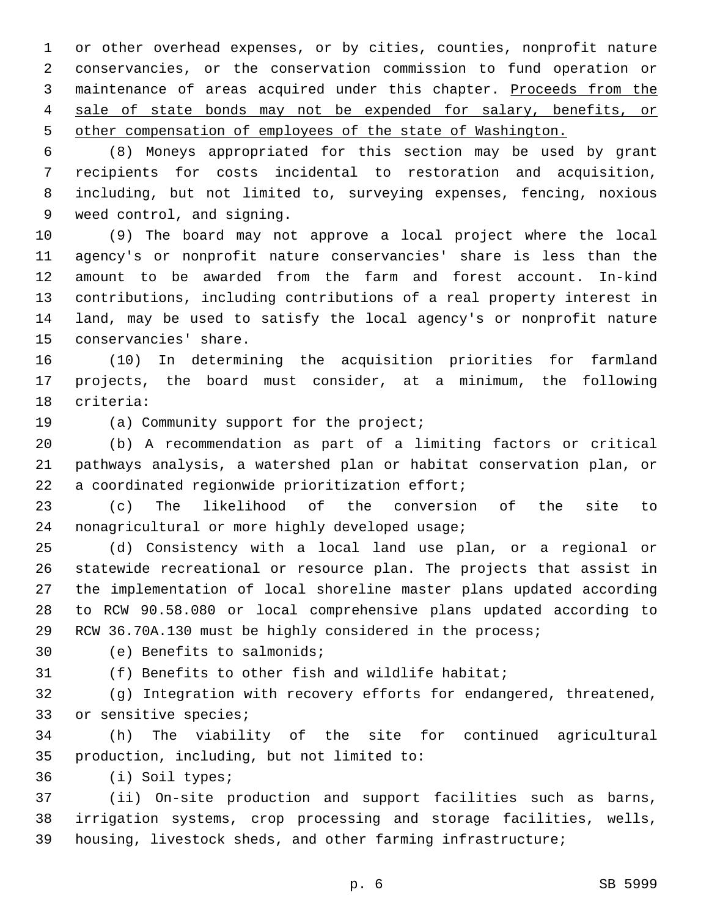or other overhead expenses, or by cities, counties, nonprofit nature conservancies, or the conservation commission to fund operation or maintenance of areas acquired under this chapter. <u>Proceeds from the sale of state bonds may not be expended for salary, benefits, or other compensation of employees of the state of Washington.</u>

(8) Moneys appropriated for this section may be used by grant recipients for costs incidental to restoration and acquisition, including, but not limited to, surveying expenses, fencing, noxious weed control, and signing.

(9) The board may not approve a local project where the local agency's or nonprofit nature conservancies' share is less than the amount to be awarded from the farm and forest account. In-kind contributions, including contributions of a real property interest in land, may be used to satisfy the local agency's or nonprofit nature conservancies' share.

(10) In determining the acquisition priorities for farmland projects, the board must consider, at a minimum, the following criteria:

(a) Community support for the project;

(b) A recommendation as part of a limiting factors or critical pathways analysis, a watershed plan or habitat conservation plan, or a coordinated regionwide prioritization effort;

(c) The likelihood of the conversion of the site to nonagricultural or more highly developed usage;

(d) Consistency with a local land use plan, or a regional or statewide recreational or resource plan. The projects that assist in the implementation of local shoreline master plans updated according to RCW 90.58.080 or local comprehensive plans updated according to RCW 36.70A.130 must be highly considered in the process;

(e) Benefits to salmonids;

(f) Benefits to other fish and wildlife habitat;

(g) Integration with recovery efforts for endangered, threatened, or sensitive species;

(h) The viability of the site for continued agricultural production, including, but not limited to:

(i) Soil types;

(ii) On-site production and support facilities such as barns, irrigation systems, crop processing and storage facilities, wells, housing, livestock sheds, and other farming infrastructure;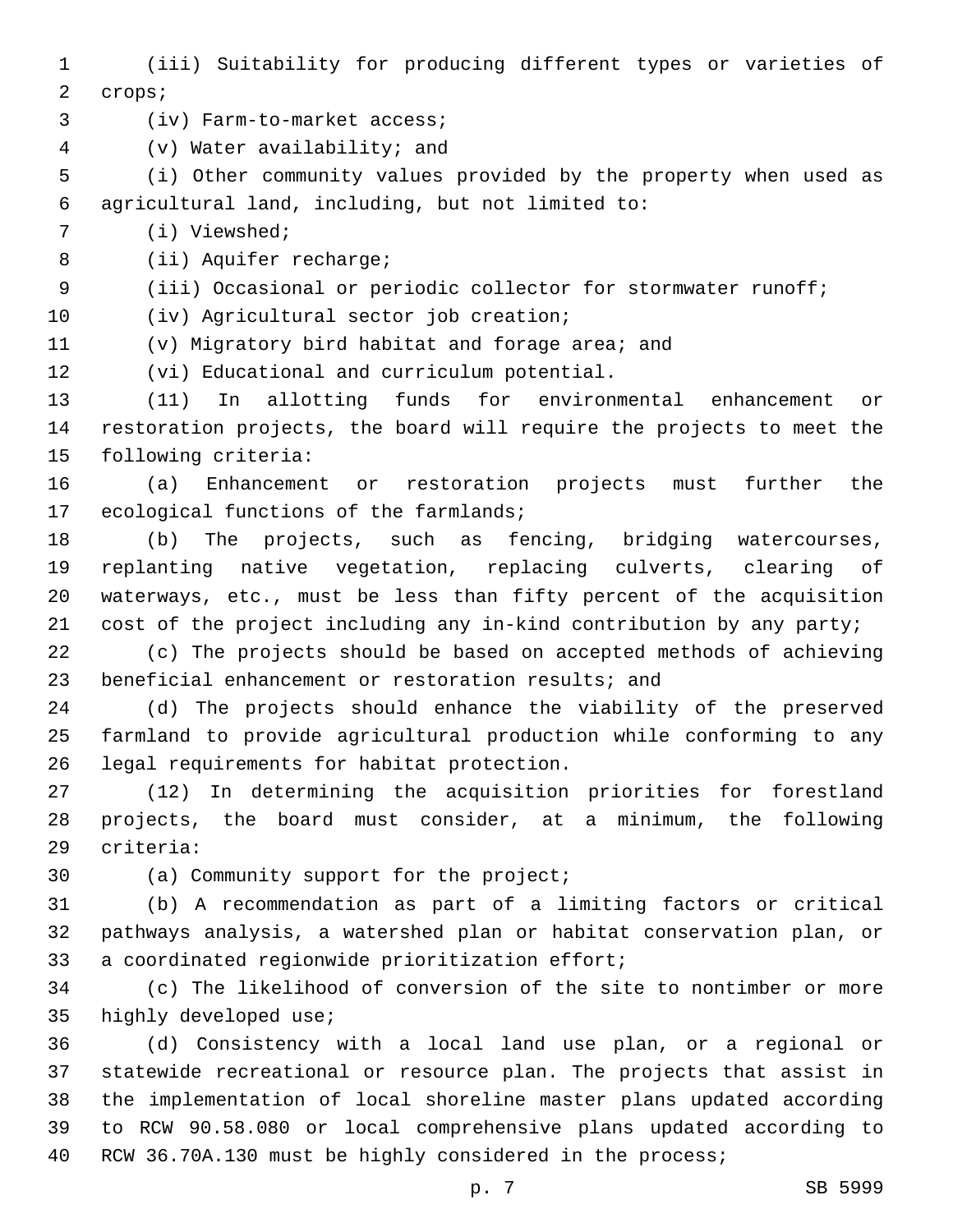(iii) Suitability for producing different types or varieties of crops;

(iv) Farm-to-market access;

(v) Water availability; and

(i) Other community values provided by the property when used as agricultural land, including, but not limited to:

(i) Viewshed;

(ii) Aquifer recharge;

(iii) Occasional or periodic collector for stormwater runoff;

(iv) Agricultural sector job creation;

(v) Migratory bird habitat and forage area; and

(vi) Educational and curriculum potential.

(11) In allotting funds for environmental enhancement or restoration projects, the board will require the projects to meet the following criteria:

(a) Enhancement or restoration projects must further the ecological functions of the farmlands;

(b) The projects, such as fencing, bridging watercourses, replanting native vegetation, replacing culverts, clearing of waterways, etc., must be less than fifty percent of the acquisition cost of the project including any in-kind contribution by any party;

(c) The projects should be based on accepted methods of achieving beneficial enhancement or restoration results; and

(d) The projects should enhance the viability of the preserved farmland to provide agricultural production while conforming to any legal requirements for habitat protection.

(12) In determining the acquisition priorities for forestland projects, the board must consider, at a minimum, the following criteria:

(a) Community support for the project;

(b) A recommendation as part of a limiting factors or critical pathways analysis, a watershed plan or habitat conservation plan, or a coordinated regionwide prioritization effort;

(c) The likelihood of conversion of the site to nontimber or more highly developed use;

(d) Consistency with a local land use plan, or a regional or statewide recreational or resource plan. The projects that assist in the implementation of local shoreline master plans updated according to RCW 90.58.080 or local comprehensive plans updated according to RCW 36.70A.130 must be highly considered in the process;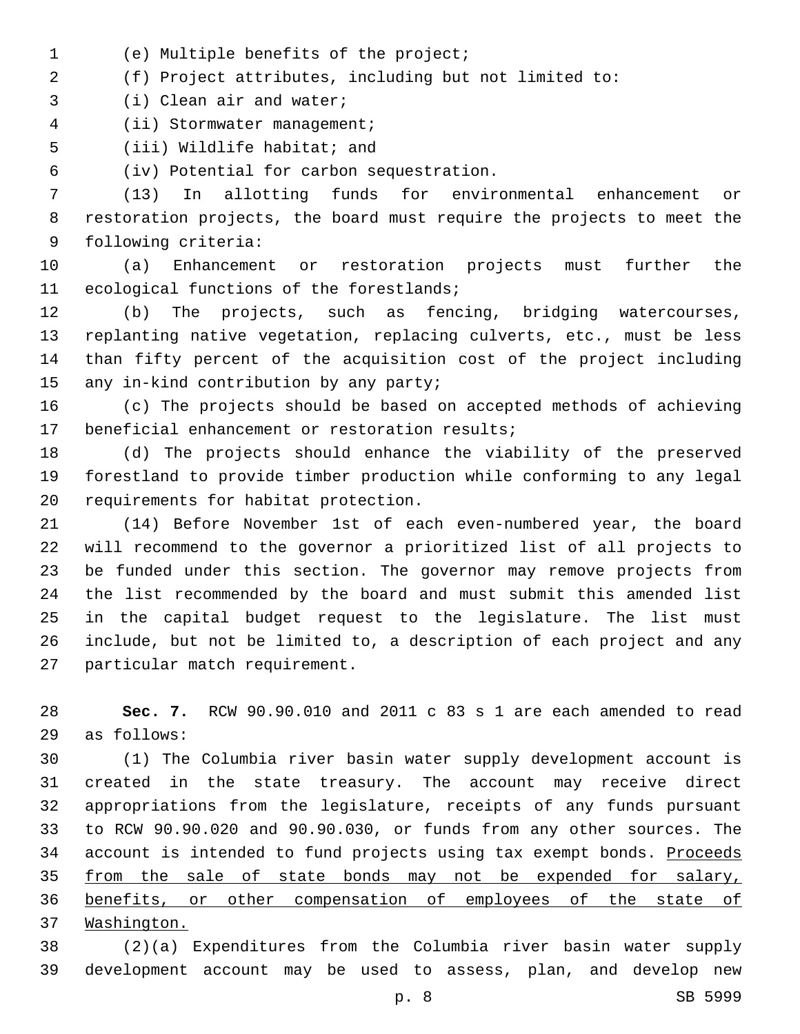(e) Multiple benefits of the project;

(f) Project attributes, including but not limited to:

(i) Clean air and water;

(ii) Stormwater management;

(iii) Wildlife habitat; and

(iv) Potential for carbon sequestration.

(13) In allotting funds for environmental enhancement or restoration projects, the board must require the projects to meet the following criteria:

(a) Enhancement or restoration projects must further the ecological functions of the forestlands;

(b) The projects, such as fencing, bridging watercourses, replanting native vegetation, replacing culverts, etc., must be less than fifty percent of the acquisition cost of the project including any in-kind contribution by any party;

(c) The projects should be based on accepted methods of achieving beneficial enhancement or restoration results;

(d) The projects should enhance the viability of the preserved forestland to provide timber production while conforming to any legal requirements for habitat protection.

(14) Before November 1st of each even-numbered year, the board will recommend to the governor a prioritized list of all projects to be funded under this section. The governor may remove projects from the list recommended by the board and must submit this amended list in the capital budget request to the legislature. The list must include, but not be limited to, a description of each project and any particular match requirement.

**Sec. 7.** RCW 90.90.010 and 2011 c 83 s 1 are each amended to read as follows:

(1) The Columbia river basin water supply development account is created in the state treasury. The account may receive direct appropriations from the legislature, receipts of any funds pursuant to RCW 90.90.020 and 90.90.030, or funds from any other sources. The account is intended to fund projects using tax exempt bonds. <u>Proceeds from the sale of state bonds may not be expended for salary, benefits, or other compensation of employees of the state of Washington.</u>

(2)(a) Expenditures from the Columbia river basin water supply development account may be used to assess, plan, and develop new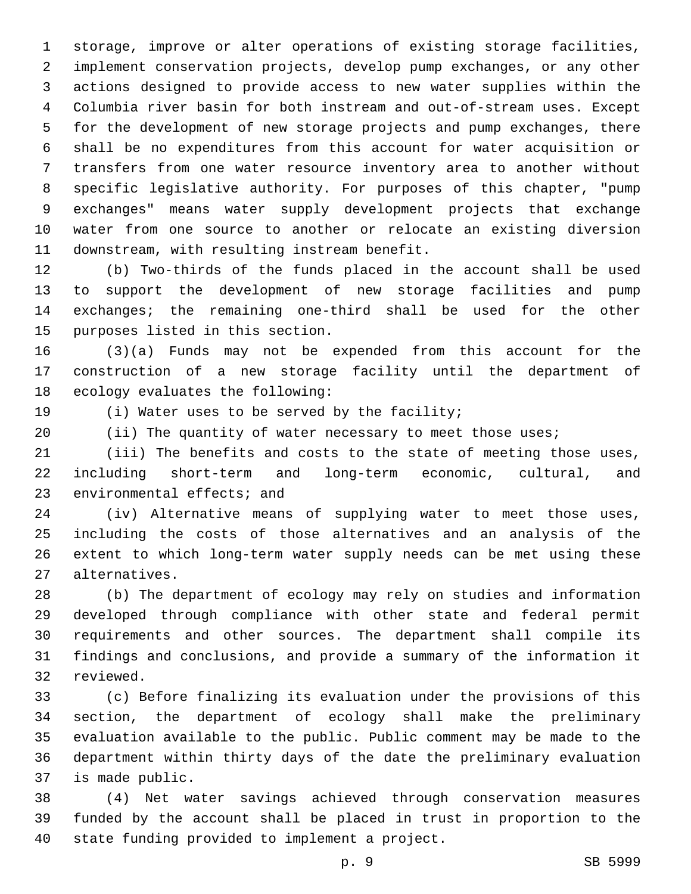storage, improve or alter operations of existing storage facilities, implement conservation projects, develop pump exchanges, or any other actions designed to provide access to new water supplies within the Columbia river basin for both instream and out-of-stream uses. Except for the development of new storage projects and pump exchanges, there shall be no expenditures from this account for water acquisition or transfers from one water resource inventory area to another without specific legislative authority. For purposes of this chapter, "pump exchanges" means water supply development projects that exchange water from one source to another or relocate an existing diversion downstream, with resulting instream benefit.

(b) Two-thirds of the funds placed in the account shall be used to support the development of new storage facilities and pump exchanges; the remaining one-third shall be used for the other purposes listed in this section.

(3)(a) Funds may not be expended from this account for the construction of a new storage facility until the department of ecology evaluates the following:

(i) Water uses to be served by the facility;

(ii) The quantity of water necessary to meet those uses;

(iii) The benefits and costs to the state of meeting those uses, including short-term and long-term economic, cultural, and environmental effects; and

(iv) Alternative means of supplying water to meet those uses, including the costs of those alternatives and an analysis of the extent to which long-term water supply needs can be met using these alternatives.

(b) The department of ecology may rely on studies and information developed through compliance with other state and federal permit requirements and other sources. The department shall compile its findings and conclusions, and provide a summary of the information it reviewed.

(c) Before finalizing its evaluation under the provisions of this section, the department of ecology shall make the preliminary evaluation available to the public. Public comment may be made to the department within thirty days of the date the preliminary evaluation is made public.

(4) Net water savings achieved through conservation measures funded by the account shall be placed in trust in proportion to the state funding provided to implement a project.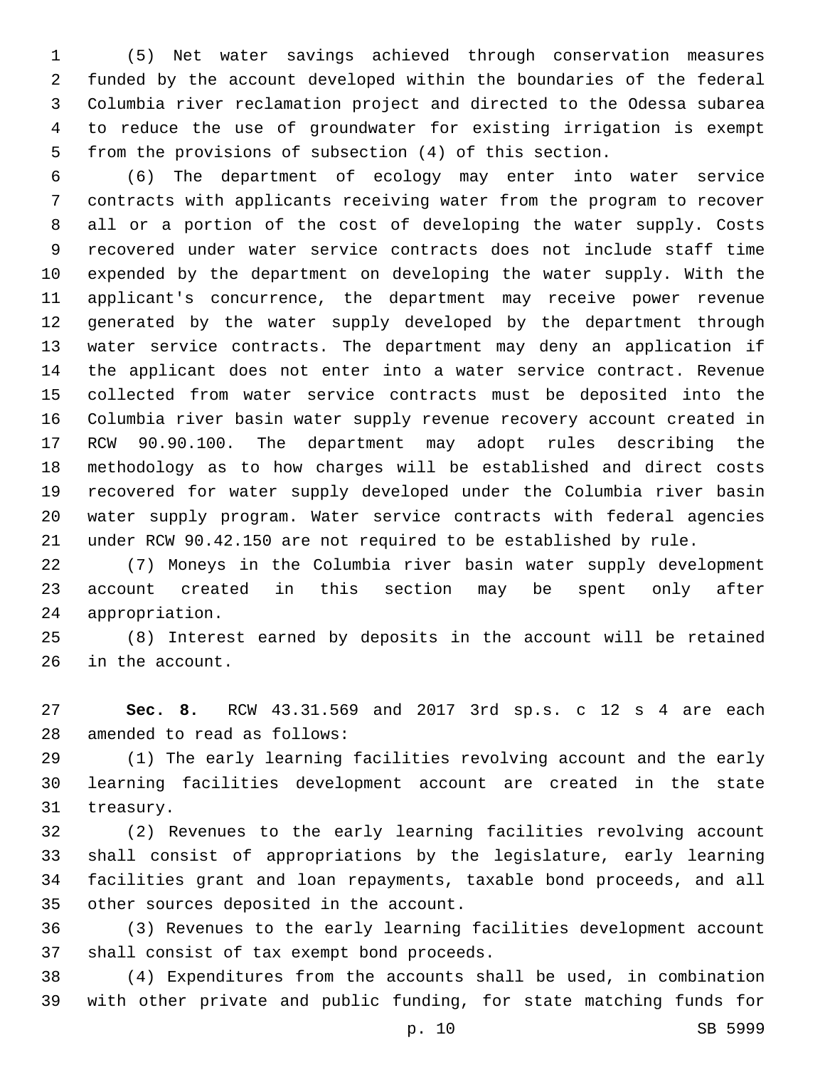(5) Net water savings achieved through conservation measures funded by the account developed within the boundaries of the federal Columbia river reclamation project and directed to the Odessa subarea to reduce the use of groundwater for existing irrigation is exempt from the provisions of subsection (4) of this section.

(6) The department of ecology may enter into water service contracts with applicants receiving water from the program to recover all or a portion of the cost of developing the water supply. Costs recovered under water service contracts does not include staff time expended by the department on developing the water supply. With the applicant's concurrence, the department may receive power revenue generated by the water supply developed by the department through water service contracts. The department may deny an application if the applicant does not enter into a water service contract. Revenue collected from water service contracts must be deposited into the Columbia river basin water supply revenue recovery account created in RCW 90.90.100. The department may adopt rules describing the methodology as to how charges will be established and direct costs recovered for water supply developed under the Columbia river basin water supply program. Water service contracts with federal agencies under RCW 90.42.150 are not required to be established by rule.

(7) Moneys in the Columbia river basin water supply development account created in this section may be spent only after appropriation.

(8) Interest earned by deposits in the account will be retained in the account.

**Sec. 8.** RCW 43.31.569 and 2017 3rd sp.s. c 12 s 4 are each amended to read as follows:

(1) The early learning facilities revolving account and the early learning facilities development account are created in the state treasury.

(2) Revenues to the early learning facilities revolving account shall consist of appropriations by the legislature, early learning facilities grant and loan repayments, taxable bond proceeds, and all other sources deposited in the account.

(3) Revenues to the early learning facilities development account shall consist of tax exempt bond proceeds.

(4) Expenditures from the accounts shall be used, in combination with other private and public funding, for state matching funds for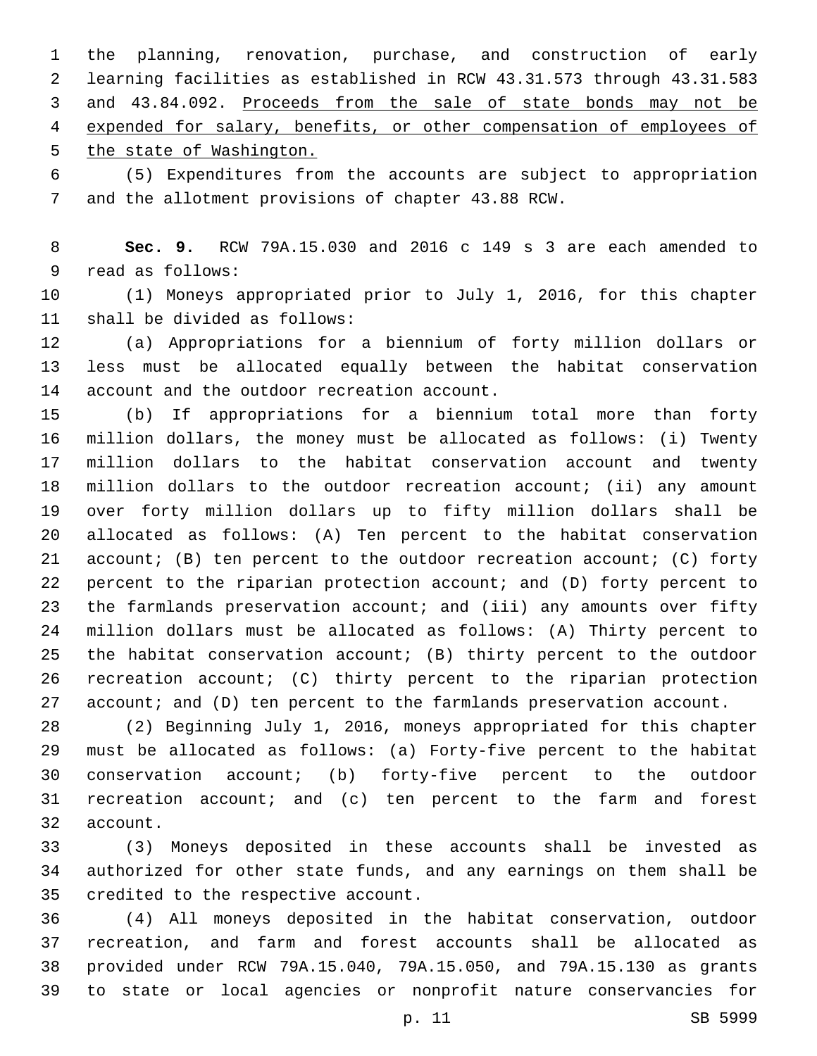the planning, renovation, purchase, and construction of early learning facilities as established in RCW 43.31.573 through 43.31.583 and 43.84.092. Proceeds from the sale of state bonds may not be expended for salary, benefits, or other compensation of employees of the state of Washington.

(5) Expenditures from the accounts are subject to appropriation and the allotment provisions of chapter 43.88 RCW.

**Sec. 9.** RCW 79A.15.030 and 2016 c 149 s 3 are each amended to read as follows:

(1) Moneys appropriated prior to July 1, 2016, for this chapter shall be divided as follows:

(a) Appropriations for a biennium of forty million dollars or less must be allocated equally between the habitat conservation account and the outdoor recreation account.

(b) If appropriations for a biennium total more than forty million dollars, the money must be allocated as follows: (i) Twenty million dollars to the habitat conservation account and twenty million dollars to the outdoor recreation account; (ii) any amount over forty million dollars up to fifty million dollars shall be allocated as follows: (A) Ten percent to the habitat conservation account; (B) ten percent to the outdoor recreation account; (C) forty percent to the riparian protection account; and (D) forty percent to the farmlands preservation account; and (iii) any amounts over fifty million dollars must be allocated as follows: (A) Thirty percent to the habitat conservation account; (B) thirty percent to the outdoor recreation account; (C) thirty percent to the riparian protection account; and (D) ten percent to the farmlands preservation account.

(2) Beginning July 1, 2016, moneys appropriated for this chapter must be allocated as follows: (a) Forty-five percent to the habitat conservation account; (b) forty-five percent to the outdoor recreation account; and (c) ten percent to the farm and forest account.

(3) Moneys deposited in these accounts shall be invested as authorized for other state funds, and any earnings on them shall be credited to the respective account.

(4) All moneys deposited in the habitat conservation, outdoor recreation, and farm and forest accounts shall be allocated as provided under RCW 79A.15.040, 79A.15.050, and 79A.15.130 as grants to state or local agencies or nonprofit nature conservancies for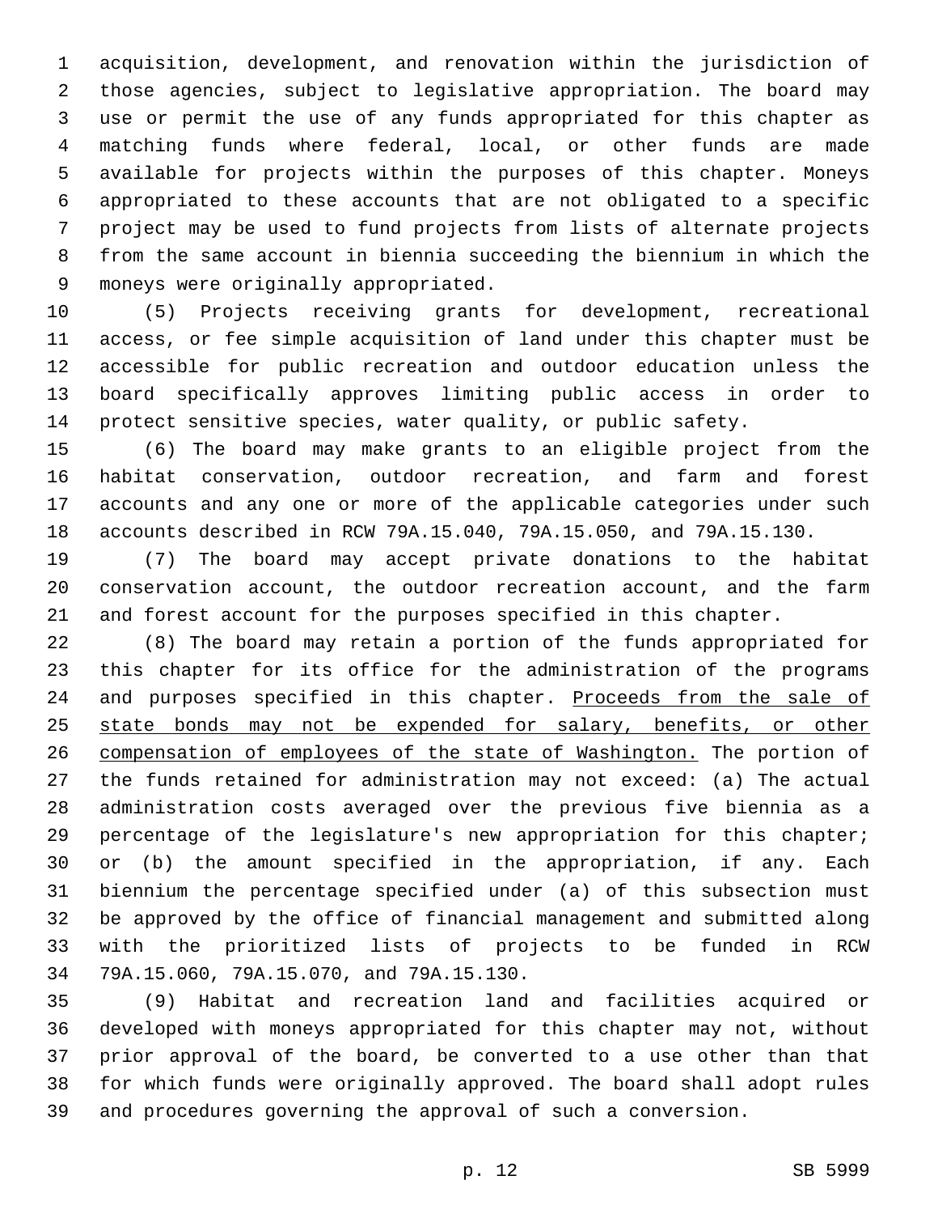acquisition, development, and renovation within the jurisdiction of those agencies, subject to legislative appropriation. The board may use or permit the use of any funds appropriated for this chapter as matching funds where federal, local, or other funds are made available for projects within the purposes of this chapter. Moneys appropriated to these accounts that are not obligated to a specific project may be used to fund projects from lists of alternate projects from the same account in biennia succeeding the biennium in which the moneys were originally appropriated.

(5) Projects receiving grants for development, recreational access, or fee simple acquisition of land under this chapter must be accessible for public recreation and outdoor education unless the board specifically approves limiting public access in order to protect sensitive species, water quality, or public safety.

(6) The board may make grants to an eligible project from the habitat conservation, outdoor recreation, and farm and forest accounts and any one or more of the applicable categories under such accounts described in RCW 79A.15.040, 79A.15.050, and 79A.15.130.

(7) The board may accept private donations to the habitat conservation account, the outdoor recreation account, and the farm and forest account for the purposes specified in this chapter.

(8) The board may retain a portion of the funds appropriated for this chapter for its office for the administration of the programs and purposes specified in this chapter. Proceeds from the sale of state bonds may not be expended for salary, benefits, or other compensation of employees of the state of Washington. The portion of the funds retained for administration may not exceed: (a) The actual administration costs averaged over the previous five biennia as a percentage of the legislature's new appropriation for this chapter; or (b) the amount specified in the appropriation, if any. Each biennium the percentage specified under (a) of this subsection must be approved by the office of financial management and submitted along with the prioritized lists of projects to be funded in RCW 79A.15.060, 79A.15.070, and 79A.15.130.

(9) Habitat and recreation land and facilities acquired or developed with moneys appropriated for this chapter may not, without prior approval of the board, be converted to a use other than that for which funds were originally approved. The board shall adopt rules and procedures governing the approval of such a conversion.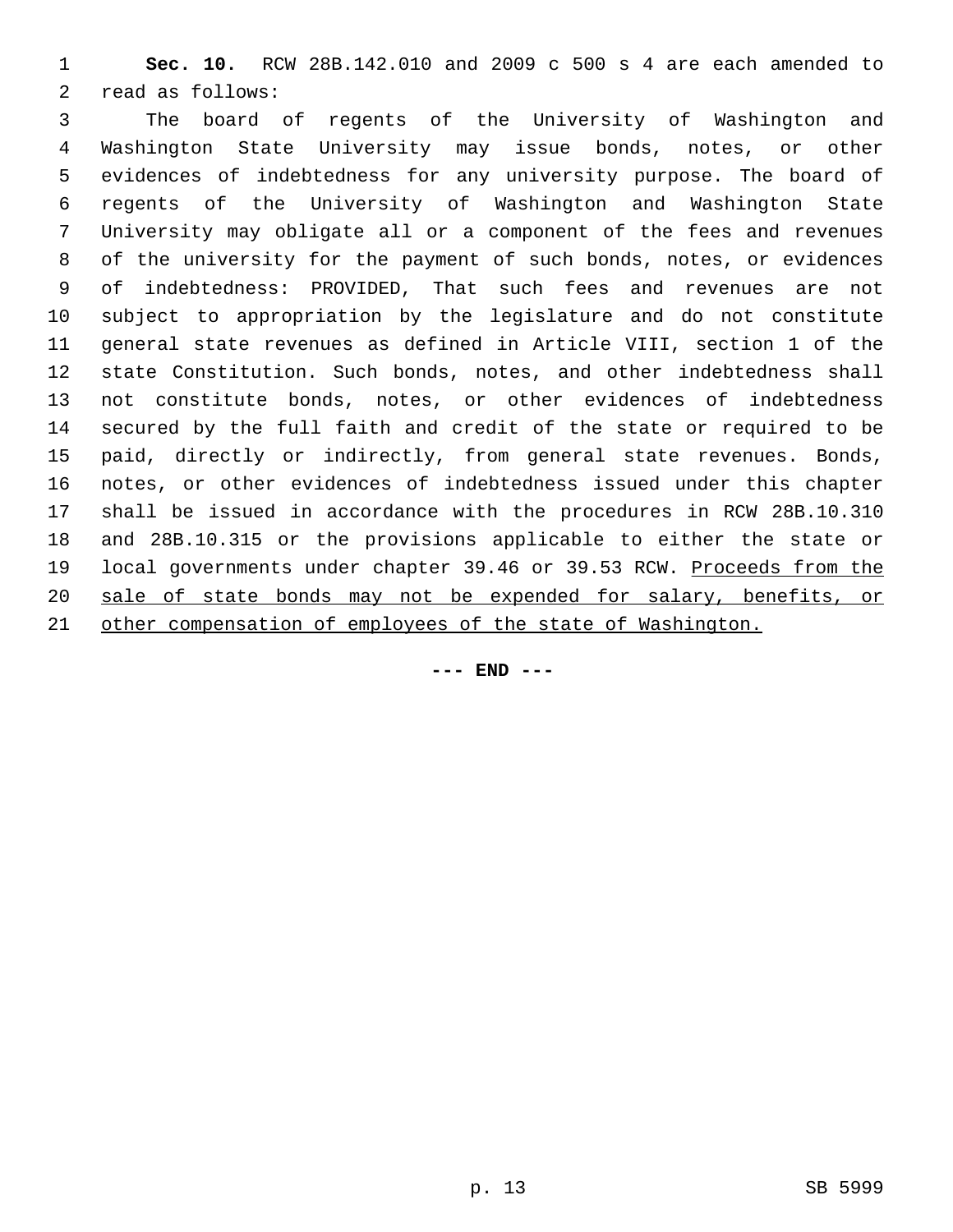**Sec. 10.** RCW 28B.142.010 and 2009 c 500 s 4 are each amended to read as follows:

The board of regents of the University of Washington and Washington State University may issue bonds, notes, or other evidences of indebtedness for any university purpose. The board of regents of the University of Washington and Washington State University may obligate all or a component of the fees and revenues of the university for the payment of such bonds, notes, or evidences of indebtedness: PROVIDED, That such fees and revenues are not subject to appropriation by the legislature and do not constitute general state revenues as defined in Article VIII, section 1 of the state Constitution. Such bonds, notes, and other indebtedness shall not constitute bonds, notes, or other evidences of indebtedness secured by the full faith and credit of the state or required to be paid, directly or indirectly, from general state revenues. Bonds, notes, or other evidences of indebtedness issued under this chapter shall be issued in accordance with the procedures in RCW 28B.10.310 and 28B.10.315 or the provisions applicable to either the state or local governments under chapter 39.46 or 39.53 RCW. <u>Proceeds from the sale of state bonds may not be expended for salary, benefits, or other compensation of employees of the state of Washington.</u>

**--- END ---**